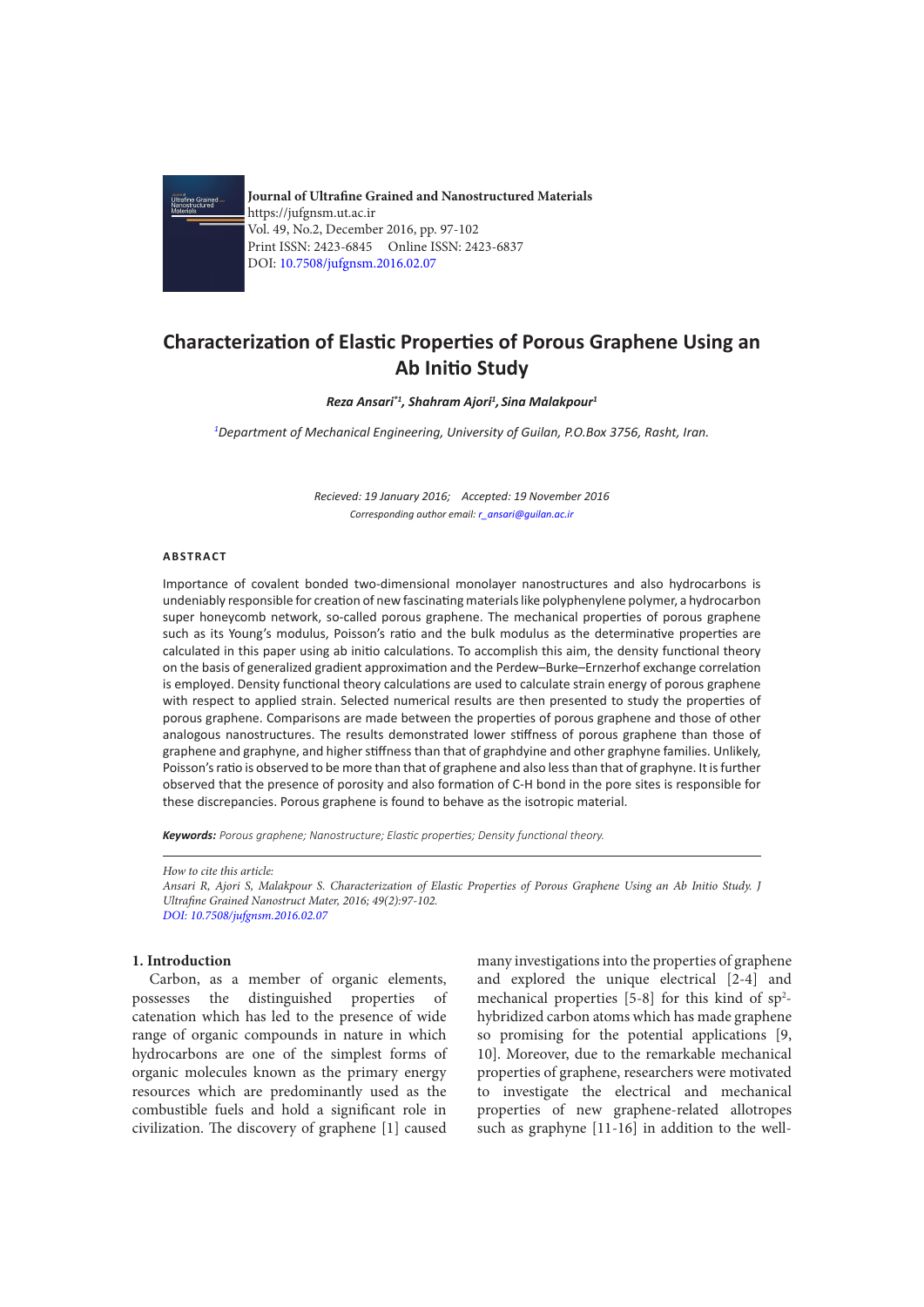Journal of Ultrafine Grained and Nanostructured Materials
https://jufgnsm.ut.ac.ir
Vol. 49, No.2, December 2016, pp. 97-102
Print ISSN: 2423-6845 Online ISSN: 2423-6837
DOI: 10.7508/jufgnsm.2016.02.07

# Characterization of Elastic Properties of Porous Graphene Using an Ab Initio Study

***Reza Ansari*[1], Shahram Ajori[1], Sina Malakpour[1]***

*[1]Department of Mechanical Engineering, University of Guilan, P.O.Box 3756, Rasht, Iran.*

*Recieved: 19 January 2016; Accepted: 19 November 2016*

*Corresponding author email: r_ansari@guilan.ac.ir*

## ABSTRACT

Importance of covalent bonded two-dimensional monolayer nanostructures and also hydrocarbons is undeniably responsible for creation of new fascinating materials like polyphenylene polymer, a hydrocarbon super honeycomb network, so-called porous graphene. The mechanical properties of porous graphene such as its Young's modulus, Poisson's ratio and the bulk modulus as the determinative properties are calculated in this paper using ab initio calculations. To accomplish this aim, the density functional theory on the basis of generalized gradient approximation and the Perdew–Burke–Ernzerhof exchange correlation is employed. Density functional theory calculations are used to calculate strain energy of porous graphene with respect to applied strain. Selected numerical results are then presented to study the properties of porous graphene. Comparisons are made between the properties of porous graphene and those of other analogous nanostructures. The results demonstrated lower stiffness of porous graphene than those of graphene and graphyne, and higher stiffness than that of graphdyine and other graphyne families. Unlikely, Poisson's ratio is observed to be more than that of graphene and also less than that of graphyne. It is further observed that the presence of porosity and also formation of C-H bond in the pore sites is responsible for these discrepancies. Porous graphene is found to behave as the isotropic material.

***Keywords:*** *Porous graphene; Nanostructure; Elastic properties; Density functional theory.*

*How to cite this article:*
*Ansari R, Ajori S, Malakpour S. Characterization of Elastic Properties of Porous Graphene Using an Ab Initio Study. J Ultrafine Grained Nanostruct Mater, 2016; 49(2):97-102.*
*DOI: 10.7508/jufgnsm.2016.02.07*

## 1. Introduction

Carbon, as a member of organic elements, possesses the distinguished properties of catenation which has led to the presence of wide range of organic compounds in nature in which hydrocarbons are one of the simplest forms of organic molecules known as the primary energy resources which are predominantly used as the combustible fuels and hold a significant role in civilization. The discovery of graphene [1] caused many investigations into the properties of graphene and explored the unique electrical [2-4] and mechanical properties [5-8] for this kind of $sp^2$-hybridized carbon atoms which has made graphene so promising for the potential applications [9, 10]. Moreover, due to the remarkable mechanical properties of graphene, researchers were motivated to investigate the electrical and mechanical properties of new graphene-related allotropes such as graphyne [11-16] in addition to the well-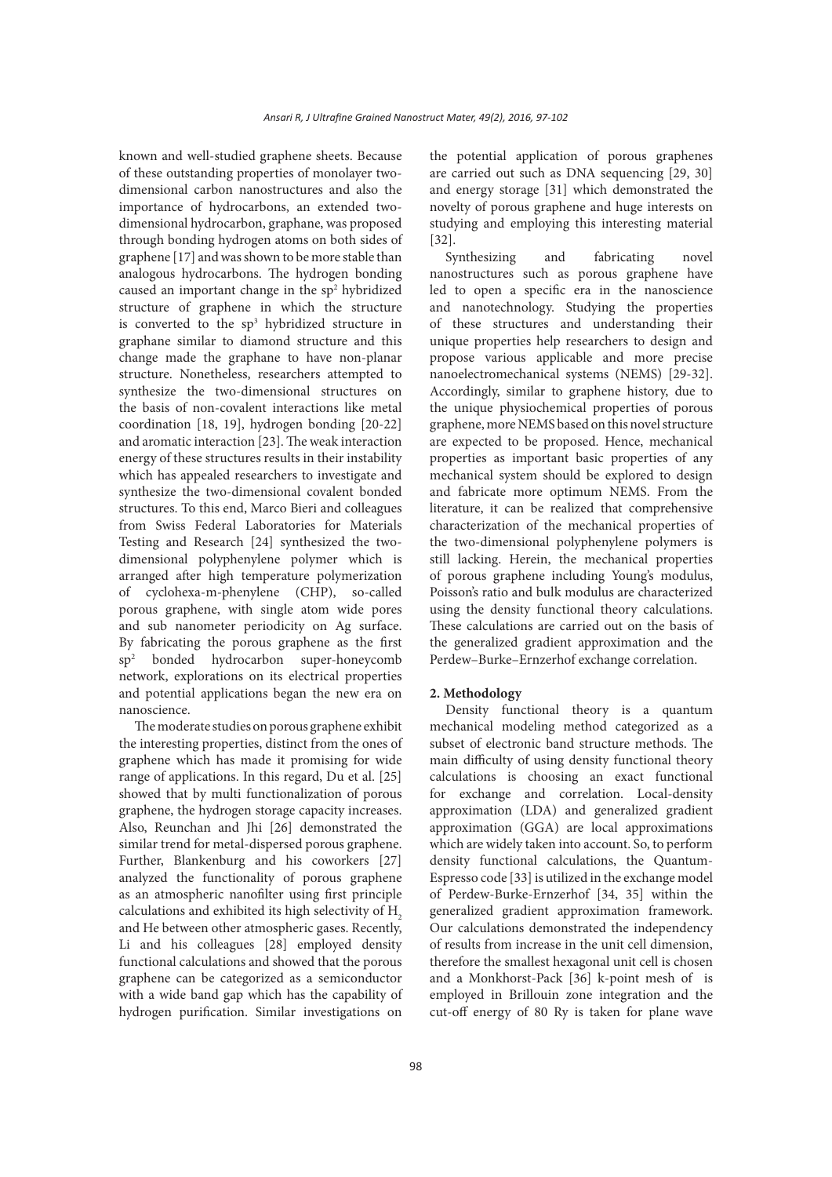known and well-studied graphene sheets. Because of these outstanding properties of monolayer two-dimensional carbon nanostructures and also the importance of hydrocarbons, an extended two-dimensional hydrocarbon, graphane, was proposed through bonding hydrogen atoms on both sides of graphene [17] and was shown to be more stable than analogous hydrocarbons. The hydrogen bonding caused an important change in the $sp^2$ hybridized structure of graphene in which the structure is converted to the $sp^3$ hybridized structure in graphane similar to diamond structure and this change made the graphane to have non-planar structure. Nonetheless, researchers attempted to synthesize the two-dimensional structures on the basis of non-covalent interactions like metal coordination [18, 19], hydrogen bonding [20-22] and aromatic interaction [23]. The weak interaction energy of these structures results in their instability which has appealed researchers to investigate and synthesize the two-dimensional covalent bonded structures. To this end, Marco Bieri and colleagues from Swiss Federal Laboratories for Materials Testing and Research [24] synthesized the two-dimensional polyphenylene polymer which is arranged after high temperature polymerization of cyclohexa-m-phenylene (CHP), so-called porous graphene, with single atom wide pores and sub nanometer periodicity on Ag surface. By fabricating the porous graphene as the first $sp^2$ bonded hydrocarbon super-honeycomb network, explorations on its electrical properties and potential applications began the new era on nanoscience.

The moderate studies on porous graphene exhibit the interesting properties, distinct from the ones of graphene which has made it promising for wide range of applications. In this regard, Du et al. [25] showed that by multi functionalization of porous graphene, the hydrogen storage capacity increases. Also, Reunchan and Jhi [26] demonstrated the similar trend for metal-dispersed porous graphene. Further, Blankenburg and his coworkers [27] analyzed the functionality of porous graphene as an atmospheric nanofilter using first principle calculations and exhibited its high selectivity of $H_2$ and He between other atmospheric gases. Recently, Li and his colleagues [28] employed density functional calculations and showed that the porous graphene can be categorized as a semiconductor with a wide band gap which has the capability of hydrogen purification. Similar investigations on the potential application of porous graphenes are carried out such as DNA sequencing [29, 30] and energy storage [31] which demonstrated the novelty of porous graphene and huge interests on studying and employing this interesting material [32].

Synthesizing and fabricating novel nanostructures such as porous graphene have led to open a specific era in the nanoscience and nanotechnology. Studying the properties of these structures and understanding their unique properties help researchers to design and propose various applicable and more precise nanoelectromechanical systems (NEMS) [29-32]. Accordingly, similar to graphene history, due to the unique physiochemical properties of porous graphene, more NEMS based on this novel structure are expected to be proposed. Hence, mechanical properties as important basic properties of any mechanical system should be explored to design and fabricate more optimum NEMS. From the literature, it can be realized that comprehensive characterization of the mechanical properties of the two-dimensional polyphenylene polymers is still lacking. Herein, the mechanical properties of porous graphene including Young's modulus, Poisson's ratio and bulk modulus are characterized using the density functional theory calculations. These calculations are carried out on the basis of the generalized gradient approximation and the Perdew–Burke–Ernzerhof exchange correlation.

## 2. Methodology

Density functional theory is a quantum mechanical modeling method categorized as a subset of electronic band structure methods. The main difficulty of using density functional theory calculations is choosing an exact functional for exchange and correlation. Local-density approximation (LDA) and generalized gradient approximation (GGA) are local approximations which are widely taken into account. So, to perform density functional calculations, the Quantum-Espresso code [33] is utilized in the exchange model of Perdew-Burke-Ernzerhof [34, 35] within the generalized gradient approximation framework. Our calculations demonstrated the independency of results from increase in the unit cell dimension, therefore the smallest hexagonal unit cell is chosen and a Monkhorst-Pack [36] k-point mesh of is employed in Brillouin zone integration and the cut-off energy of 80 Ry is taken for plane wave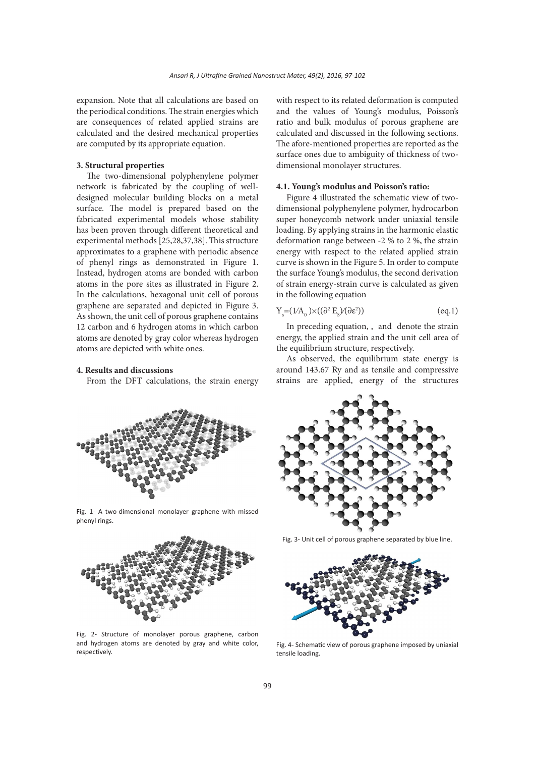expansion. Note that all calculations are based on the periodical conditions. The strain energies which are consequences of related applied strains are calculated and the desired mechanical properties are computed by its appropriate equation.

## 3. Structural properties

The two-dimensional polyphenylene polymer network is fabricated by the coupling of well-designed molecular building blocks on a metal surface. The model is prepared based on the fabricated experimental models whose stability has been proven through different theoretical and experimental methods [25,28,37,38]. This structure approximates to a graphene with periodic absence of phenyl rings as demonstrated in Figure 1. Instead, hydrogen atoms are bonded with carbon atoms in the pore sites as illustrated in Figure 2. In the calculations, hexagonal unit cell of porous graphene are separated and depicted in Figure 3. As shown, the unit cell of porous graphene contains 12 carbon and 6 hydrogen atoms in which carbon atoms are denoted by gray color whereas hydrogen atoms are depicted with white ones.

Fig. 1- A two-dimensional monolayer graphene with missed phenyl rings.

Fig. 2- Structure of monolayer porous graphene, carbon and hydrogen atoms are denoted by gray and white color, respectively.

## 4. Results and discussions

From the DFT calculations, the strain energy with respect to its related deformation is computed and the values of Young's modulus, Poisson's ratio and bulk modulus of porous graphene are calculated and discussed in the following sections. The afore-mentioned properties are reported as the surface ones due to ambiguity of thickness of two-dimensional monolayer structures.

### 4.1. Young's modulus and Poisson's ratio:

Figure 4 illustrated the schematic view of two-dimensional polyphenylene polymer, hydrocarbon super honeycomb network under uniaxial tensile loading. By applying strains in the harmonic elastic deformation range between -2 % to 2 %, the strain energy with respect to the related applied strain curve is shown in the Figure 5. In order to compute the surface Young's modulus, the second derivation of strain energy-strain curve is calculated as given in the following equation

$$Y_s=(1/A_0)\times((\partial^2 E_S)/(\partial\varepsilon^2)) \quad \text{(eq.1)}$$

In preceding equation, , and denote the strain energy, the applied strain and the unit cell area of the equilibrium structure, respectively.

As observed, the equilibrium state energy is around 143.67 Ry and as tensile and compressive strains are applied, energy of the structures

Fig. 3- Unit cell of porous graphene separated by blue line.

Fig. 4- Schematic view of porous graphene imposed by uniaxial tensile loading.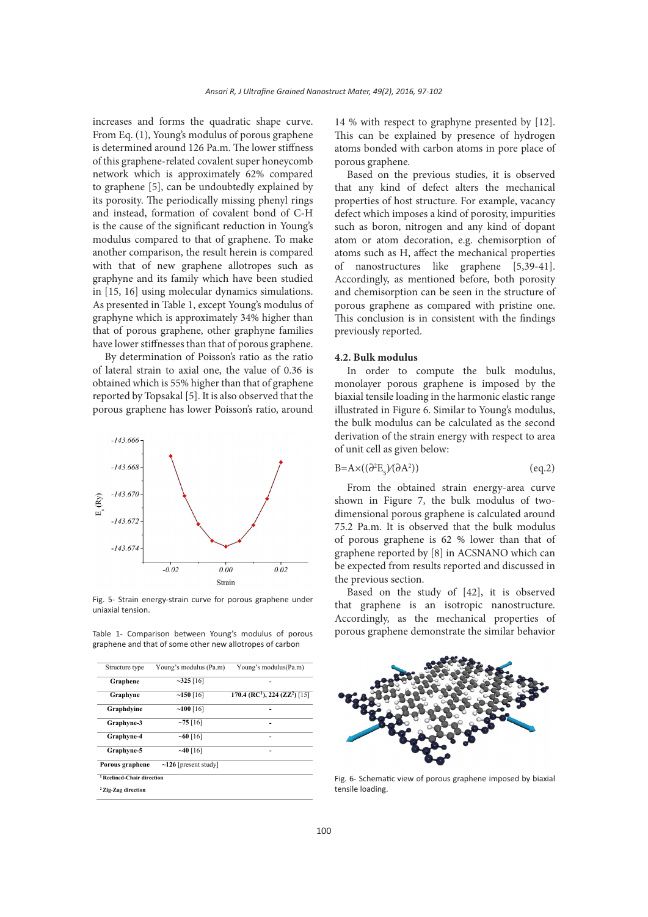increases and forms the quadratic shape curve. From Eq. (1), Young's modulus of porous graphene is determined around 126 Pa.m. The lower stiffness of this graphene-related covalent super honeycomb network which is approximately 62% compared to graphene [5], can be undoubtedly explained by its porosity. The periodically missing phenyl rings and instead, formation of covalent bond of C-H is the cause of the significant reduction in Young's modulus compared to that of graphene. To make another comparison, the result herein is compared with that of new graphene allotropes such as graphyne and its family which have been studied in [15, 16] using molecular dynamics simulations. As presented in Table 1, except Young's modulus of graphyne which is approximately 34% higher than that of porous graphene, other graphyne families have lower stiffnesses than that of porous graphene.

By determination of Poisson's ratio as the ratio of lateral strain to axial one, the value of 0.36 is obtained which is 55% higher than that of graphene reported by Topsakal [5]. It is also observed that the porous graphene has lower Poisson's ratio, around

Fig. 5- Strain energy-strain curve for porous graphene under uniaxial tension.

Table 1- Comparison between Young's modulus of porous graphene and that of some other new allotropes of carbon

| Structure type | Young's modulus (Pa.m) | Young's modulus(Pa.m) |
|---|---|---|
| **Graphene** | **~325** [16] | **-** |
| **Graphyne** | **~150** [16] | **170.4 (RC[1]), 224 (ZZ[2])** [15] |
| **Graphdyine** | **~100** [16] | **-** |
| **Graphyne-3** | **~75** [16] | **-** |
| **Graphyne-4** | **~60** [16] | **-** |
| **Graphyne-5** | **~40** [16] | **-** |
| **Porous graphene** | **~126** [present study] | |

[1] **Reclined-Chair direction**

[2] **Zig-Zag direction**

14 % with respect to graphyne presented by [12]. This can be explained by presence of hydrogen atoms bonded with carbon atoms in pore place of porous graphene.

Based on the previous studies, it is observed that any kind of defect alters the mechanical properties of host structure. For example, vacancy defect which imposes a kind of porosity, impurities such as boron, nitrogen and any kind of dopant atom or atom decoration, e.g. chemisorption of atoms such as H, affect the mechanical properties of nanostructures like graphene [5,39-41]. Accordingly, as mentioned before, both porosity and chemisorption can be seen in the structure of porous graphene as compared with pristine one. This conclusion is in consistent with the findings previously reported.

### 4.2. Bulk modulus

In order to compute the bulk modulus, monolayer porous graphene is imposed by the biaxial tensile loading in the harmonic elastic range illustrated in Figure 6. Similar to Young's modulus, the bulk modulus can be calculated as the second derivation of the strain energy with respect to area of unit cell as given below:

$$B=A\times((\partial^2 E_s)/(\partial A^2)) \qquad \text{(eq.2)}$$

From the obtained strain energy-area curve shown in Figure 7, the bulk modulus of two-dimensional porous graphene is calculated around 75.2 Pa.m. It is observed that the bulk modulus of porous graphene is 62 % lower than that of graphene reported by [8] in ACSNANO which can be expected from results reported and discussed in the previous section.

Based on the study of [42], it is observed that graphene is an isotropic nanostructure. Accordingly, as the mechanical properties of porous graphene demonstrate the similar behavior

Fig. 6- Schematic view of porous graphene imposed by biaxial tensile loading.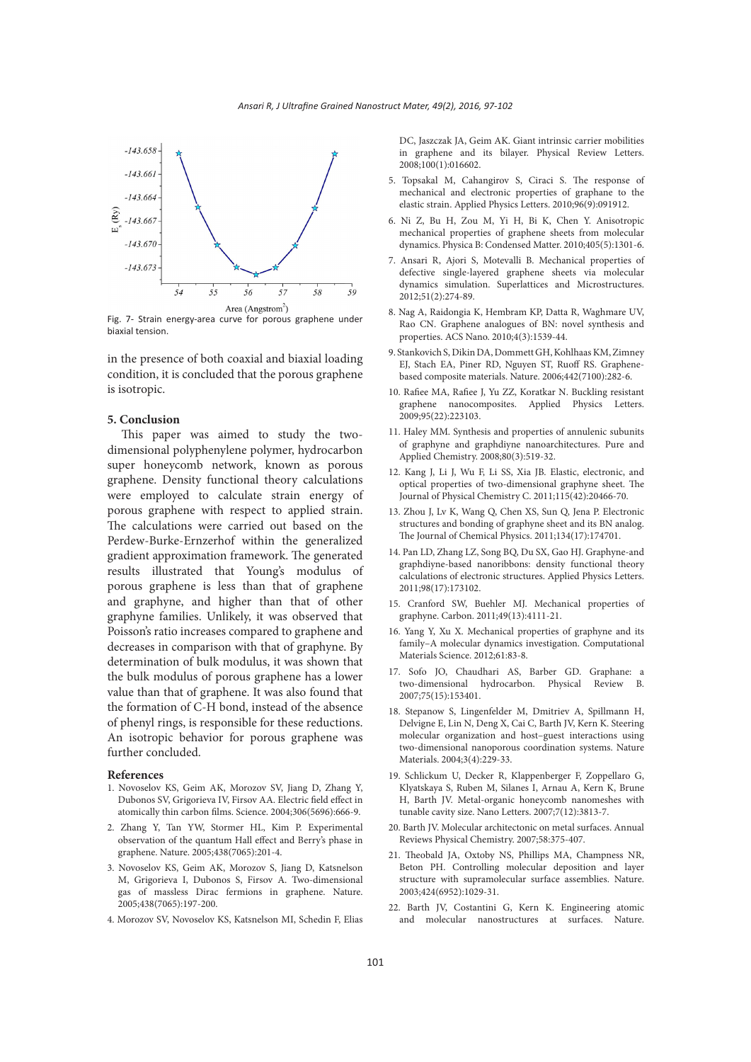Fig. 7- Strain energy-area curve for porous graphene under biaxial tension.

in the presence of both coaxial and biaxial loading condition, it is concluded that the porous graphene is isotropic.

## 5. Conclusion

This paper was aimed to study the two-dimensional polyphenylene polymer, hydrocarbon super honeycomb network, known as porous graphene. Density functional theory calculations were employed to calculate strain energy of porous graphene with respect to applied strain. The calculations were carried out based on the Perdew-Burke-Ernzerhof within the generalized gradient approximation framework. The generated results illustrated that Young's modulus of porous graphene is less than that of graphene and graphyne, and higher than that of other graphyne families. Unlikely, it was observed that Poisson's ratio increases compared to graphene and decreases in comparison with that of graphyne. By determination of bulk modulus, it was shown that the bulk modulus of porous graphene has a lower value than that of graphene. It was also found that the formation of C-H bond, instead of the absence of phenyl rings, is responsible for these reductions. An isotropic behavior for porous graphene was further concluded.

## References

1. Novoselov KS, Geim AK, Morozov SV, Jiang D, Zhang Y, Dubonos SV, Grigorieva IV, Firsov AA. Electric field effect in atomically thin carbon films. Science. 2004;306(5696):666-9.
2. Zhang Y, Tan YW, Stormer HL, Kim P. Experimental observation of the quantum Hall effect and Berry's phase in graphene. Nature. 2005;438(7065):201-4.
3. Novoselov KS, Geim AK, Morozov SV, Jiang D, Katsnelson M, Grigorieva I, Dubonos S, Firsov A. Two-dimensional gas of massless Dirac fermions in graphene. Nature. 2005;438(7065):197-200.
4. Morozov SV, Novoselov KS, Katsnelson MI, Schedin F, Elias DC, Jaszczak JA, Geim AK. Giant intrinsic carrier mobilities in graphene and its bilayer. Physical Review Letters. 2008;100(1):016602.
5. Topsakal M, Cahangirov S, Ciraci S. The response of mechanical and electronic properties of graphane to the elastic strain. Applied Physics Letters. 2010;96(9):091912.
6. Ni Z, Bu H, Zou M, Yi H, Bi K, Chen Y. Anisotropic mechanical properties of graphene sheets from molecular dynamics. Physica B: Condensed Matter. 2010;405(5):1301-6.
7. Ansari R, Ajori S, Motevalli B. Mechanical properties of defective single-layered graphene sheets via molecular dynamics simulation. Superlattices and Microstructures. 2012;51(2):274-89.
8. Nag A, Raidongia K, Hembram KP, Datta R, Waghmare UV, Rao CN. Graphene analogues of BN: novel synthesis and properties. ACS Nano. 2010;4(3):1539-44.
9. Stankovich S, Dikin DA, Dommett GH, Kohlhaas KM, Zimney EJ, Stach EA, Piner RD, Nguyen ST, Ruoff RS. Graphene-based composite materials. Nature. 2006;442(7100):282-6.
10. Rafiee MA, Rafiee J, Yu ZZ, Koratkar N. Buckling resistant graphene nanocomposites. Applied Physics Letters. 2009;95(22):223103.
11. Haley MM. Synthesis and properties of annulenic subunits of graphyne and graphdiyne nanoarchitectures. Pure and Applied Chemistry. 2008;80(3):519-32.
12. Kang J, Li J, Wu F, Li SS, Xia JB. Elastic, electronic, and optical properties of two-dimensional graphyne sheet. The Journal of Physical Chemistry C. 2011;115(42):20466-70.
13. Zhou J, Lv K, Wang Q, Chen XS, Sun Q, Jena P. Electronic structures and bonding of graphyne sheet and its BN analog. The Journal of Chemical Physics. 2011;134(17):174701.
14. Pan LD, Zhang LZ, Song BQ, Du SX, Gao HJ. Graphyne-and graphdiyne-based nanoribbons: density functional theory calculations of electronic structures. Applied Physics Letters. 2011;98(17):173102.
15. Cranford SW, Buehler MJ. Mechanical properties of graphyne. Carbon. 2011;49(13):4111-21.
16. Yang Y, Xu X. Mechanical properties of graphyne and its family–A molecular dynamics investigation. Computational Materials Science. 2012;61:83-8.
17. Sofo JO, Chaudhari AS, Barber GD. Graphane: a two-dimensional hydrocarbon. Physical Review B. 2007;75(15):153401.
18. Stepanow S, Lingenfelder M, Dmitriev A, Spillmann H, Delvigne E, Lin N, Deng X, Cai C, Barth JV, Kern K. Steering molecular organization and host–guest interactions using two-dimensional nanoporous coordination systems. Nature Materials. 2004;3(4):229-33.
19. Schlickum U, Decker R, Klappenberger F, Zoppellaro G, Klyatskaya S, Ruben M, Silanes I, Arnau A, Kern K, Brune H, Barth JV. Metal-organic honeycomb nanomeshes with tunable cavity size. Nano Letters. 2007;7(12):3813-7.
20. Barth JV. Molecular architectonic on metal surfaces. Annual Reviews Physical Chemistry. 2007;58:375-407.
21. Theobald JA, Oxtoby NS, Phillips MA, Champness NR, Beton PH. Controlling molecular deposition and layer structure with supramolecular surface assemblies. Nature. 2003;424(6952):1029-31.
22. Barth JV, Costantini G, Kern K. Engineering atomic and molecular nanostructures at surfaces. Nature.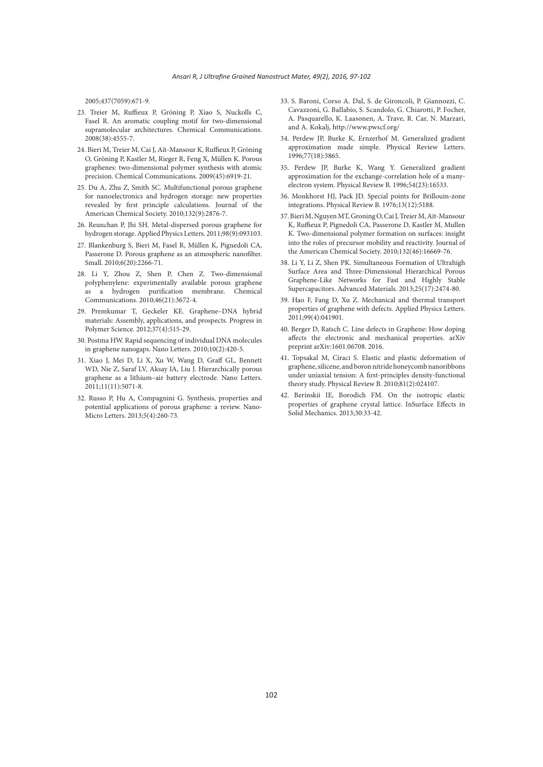2005;437(7059):671-9.

23. Treier M, Ruffieux P, Gröning P, Xiao S, Nuckolls C, Fasel R. An aromatic coupling motif for two-dimensional supramolecular architectures. Chemical Communications. 2008(38):4555-7.

24. Bieri M, Treier M, Cai J, Aït-Mansour K, Ruffieux P, Gröning O, Gröning P, Kastler M, Rieger R, Feng X, Müllen K. Porous graphenes: two-dimensional polymer synthesis with atomic precision. Chemical Communications. 2009(45):6919-21.

25. Du A, Zhu Z, Smith SC. Multifunctional porous graphene for nanoelectronics and hydrogen storage: new properties revealed by first principle calculations. Journal of the American Chemical Society. 2010;132(9):2876-7.

26. Reunchan P, Jhi SH. Metal-dispersed porous graphene for hydrogen storage. Applied Physics Letters. 2011;98(9):093103.

27. Blankenburg S, Bieri M, Fasel R, Müllen K, Pignedoli CA, Passerone D. Porous graphene as an atmospheric nanofilter. Small. 2010;6(20):2266-71.

28. Li Y, Zhou Z, Shen P, Chen Z. Two-dimensional polyphenylene: experimentally available porous graphene as a hydrogen purification membrane. Chemical Communications. 2010;46(21):3672-4.

29. Premkumar T, Geckeler KE. Graphene–DNA hybrid materials: Assembly, applications, and prospects. Progress in Polymer Science. 2012;37(4):515-29.

30. Postma HW. Rapid sequencing of individual DNA molecules in graphene nanogaps. Nano Letters. 2010;10(2):420-5.

31. Xiao J, Mei D, Li X, Xu W, Wang D, Graff GL, Bennett WD, Nie Z, Saraf LV, Aksay IA, Liu J. Hierarchically porous graphene as a lithium–air battery electrode. Nano Letters. 2011;11(11):5071-8.

32. Russo P, Hu A, Compagnini G. Synthesis, properties and potential applications of porous graphene: a review. Nano-Micro Letters. 2013;5(4):260-73.

33. S. Baroni, Corso A. Dal, S. de Gironcoli, P. Giannozzi, C. Cavazzoni, G. Ballabio, S. Scandolo, G. Chiarotti, P. Focher, A. Pasquarello, K. Laasonen, A. Trave, R. Car, N. Marzari, and A. Kokalj, http://www.pwscf.org/

34. Perdew JP, Burke K, Ernzerhof M. Generalized gradient approximation made simple. Physical Review Letters. 1996;77(18):3865.

35. Perdew JP, Burke K, Wang Y. Generalized gradient approximation for the exchange-correlation hole of a many-electron system. Physical Review B. 1996;54(23):16533.

36. Monkhorst HJ, Pack JD. Special points for Brillouin-zone integrations. Physical Review B. 1976;13(12):5188.

37. Bieri M, Nguyen MT, Groning O, Cai J, Treier M, Ait-Mansour K, Ruffieux P, Pignedoli CA, Passerone D, Kastler M, Mullen K. Two-dimensional polymer formation on surfaces: insight into the roles of precursor mobility and reactivity. Journal of the American Chemical Society. 2010;132(46):16669-76.

38. Li Y, Li Z, Shen PK. Simultaneous Formation of Ultrahigh Surface Area and Three-Dimensional Hierarchical Porous Graphene-Like Networks for Fast and Highly Stable Supercapacitors. Advanced Materials. 2013;25(17):2474-80.

39. Hao F, Fang D, Xu Z. Mechanical and thermal transport properties of graphene with defects. Applied Physics Letters. 2011;99(4):041901.

40. Berger D, Ratsch C. Line defects in Graphene: How doping affects the electronic and mechanical properties. arXiv preprint arXiv:1601.06708. 2016.

41. Topsakal M, Ciraci S. Elastic and plastic deformation of graphene, silicene, and boron nitride honeycomb nanoribbons under uniaxial tension: A first-principles density-functional theory study. Physical Review B. 2010;81(2):024107.

42. Berinskii IE, Borodich FM. On the isotropic elastic properties of graphene crystal lattice. InSurface Effects in Solid Mechanics. 2013;30:33-42.